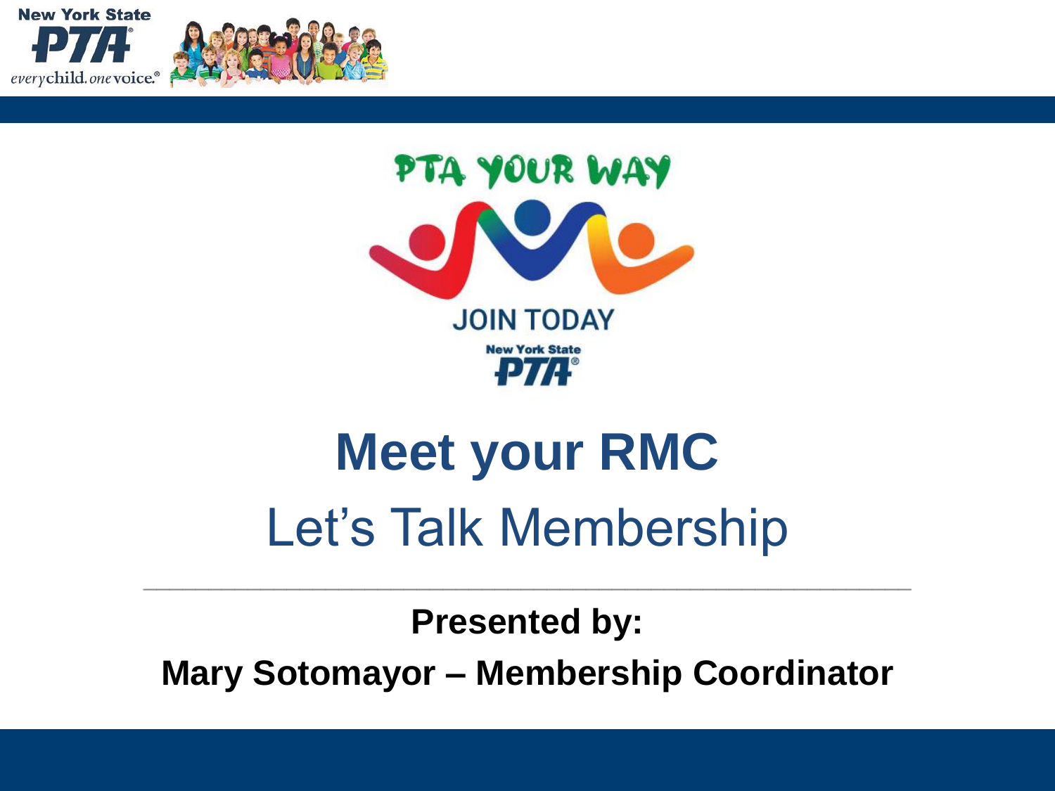New York State PTA
everychild. onevoice.

PTA YOUR WAY

JOIN TODAY

New York State PTA

# Meet your RMC

## Let's Talk Membership

---

**Presented by:**

**Mary Sotomayor – Membership Coordinator**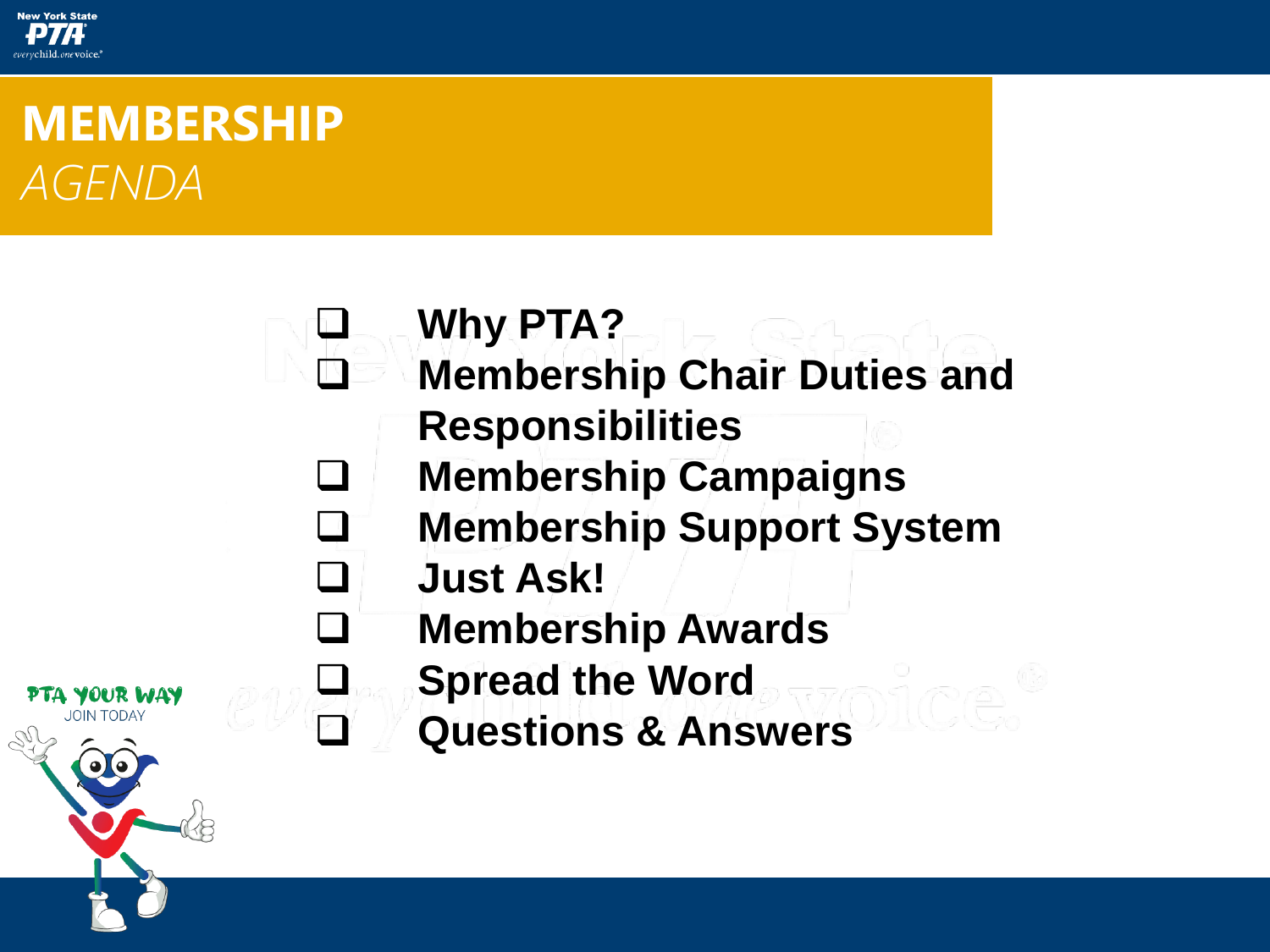# MEMBERSHIP

*AGENDA*

- Why PTA?
- Membership Chair Duties and Responsibilities
- Membership Campaigns
- Membership Support System
- Just Ask!
- Membership Awards
- Spread the Word
- Questions & Answers

PTA YOUR WAY
JOIN TODAY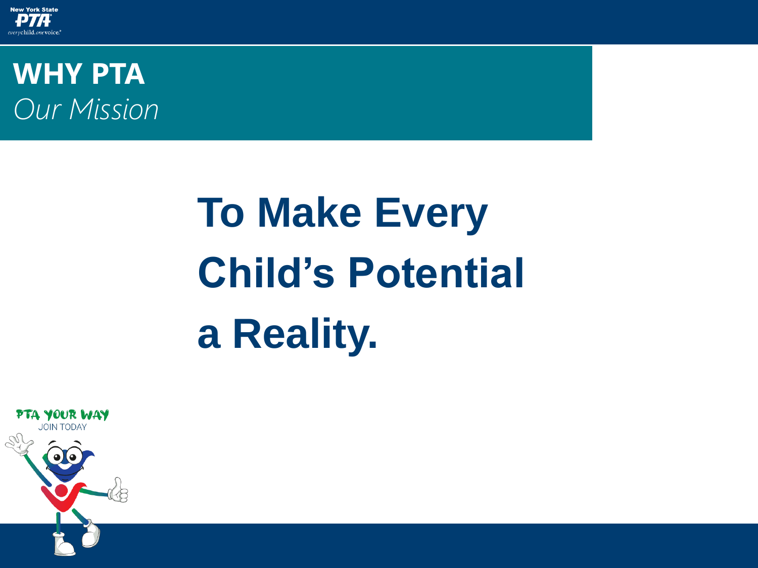# WHY PTA

*Our Mission*

**To Make Every Child's Potential a Reality.**

PTA YOUR WAY

JOIN TODAY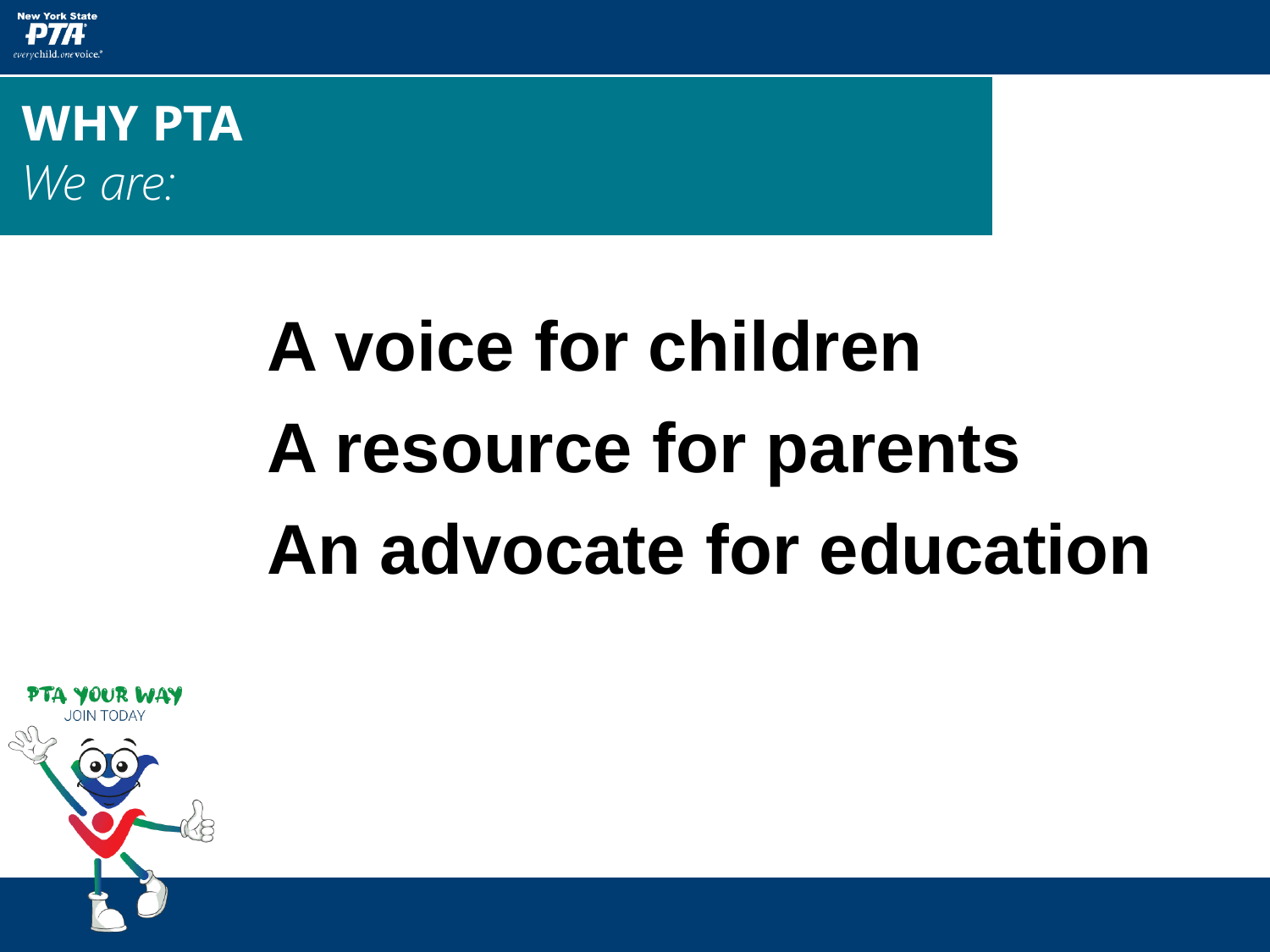# WHY PTA

*We are:*

**A voice for children**

**A resource for parents**

**An advocate for education**

PTA YOUR WAY
JOIN TODAY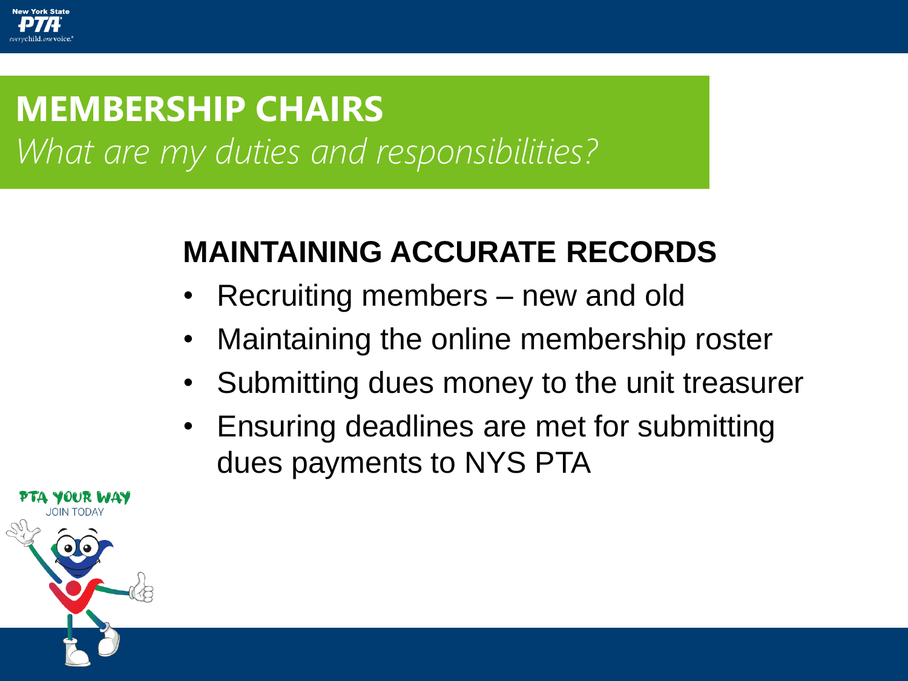# MEMBERSHIP CHAIRS

*What are my duties and responsibilities?*

## MAINTAINING ACCURATE RECORDS

- Recruiting members – new and old
- Maintaining the online membership roster
- Submitting dues money to the unit treasurer
- Ensuring deadlines are met for submitting dues payments to NYS PTA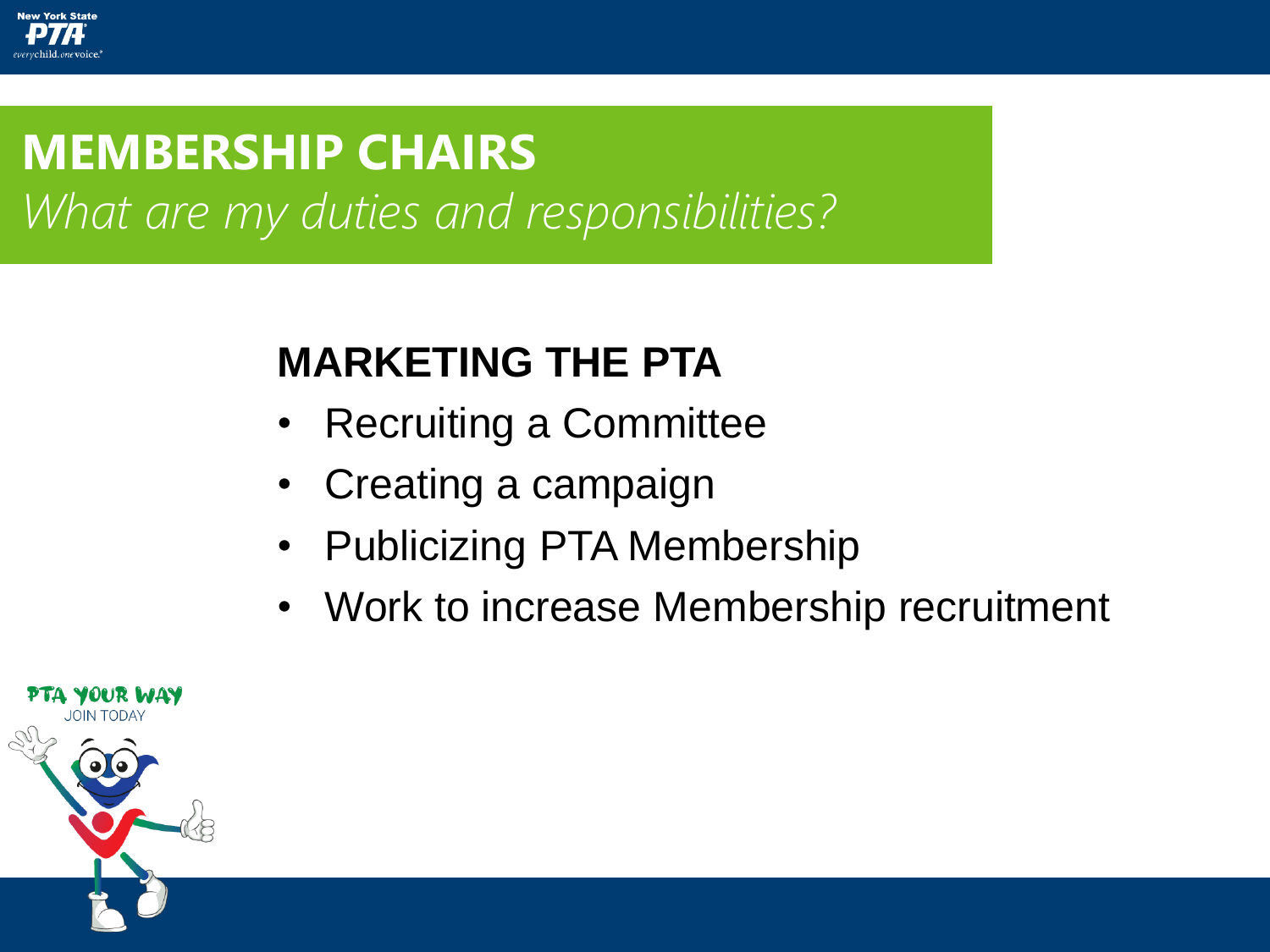# MEMBERSHIP CHAIRS

*What are my duties and responsibilities?*

## MARKETING THE PTA

- Recruiting a Committee
- Creating a campaign
- Publicizing PTA Membership
- Work to increase Membership recruitment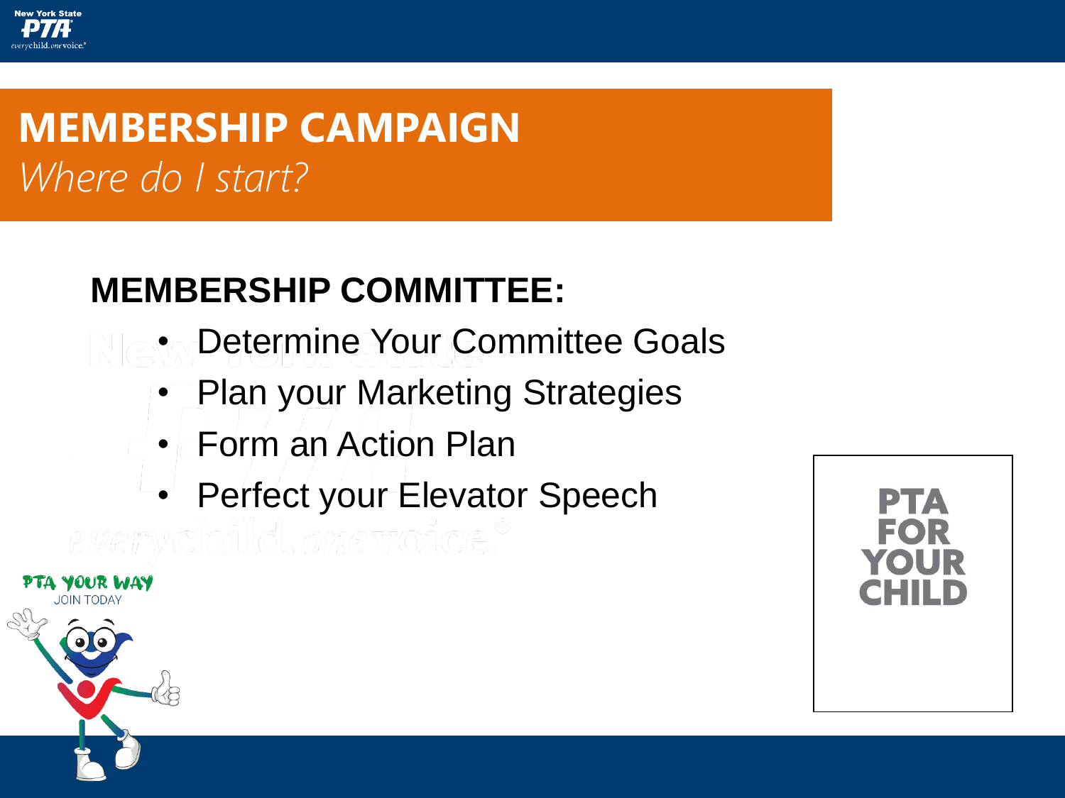# MEMBERSHIP CAMPAIGN

*Where do I start?*

## MEMBERSHIP COMMITTEE:

- Determine Your Committee Goals
- Plan your Marketing Strategies
- Form an Action Plan
- Perfect your Elevator Speech

PTA YOUR WAY
JOIN TODAY

PTA FOR YOUR CHILD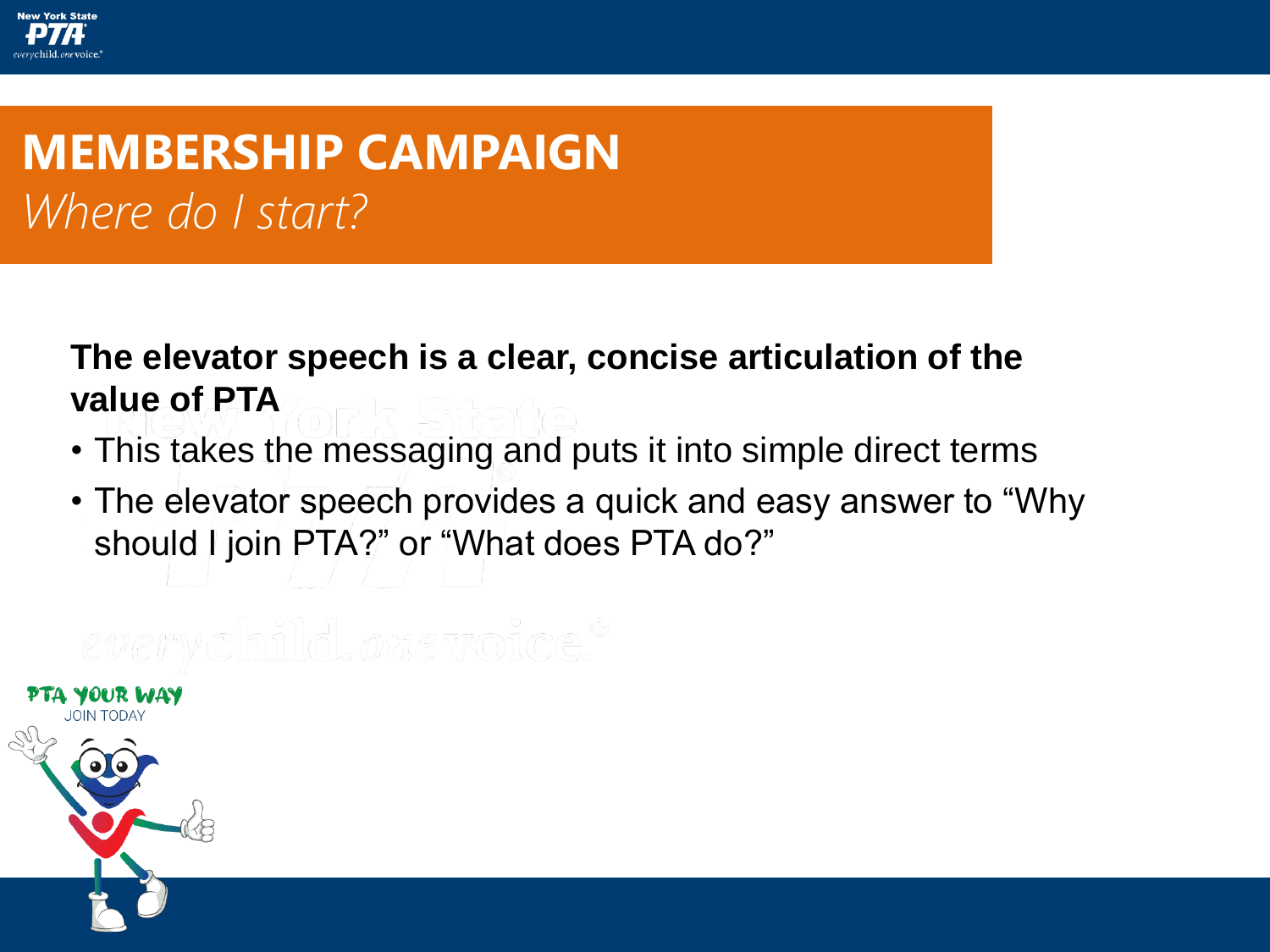# MEMBERSHIP CAMPAIGN

*Where do I start?*

**The elevator speech is a clear, concise articulation of the value of PTA**

- This takes the messaging and puts it into simple direct terms
- The elevator speech provides a quick and easy answer to "Why should I join PTA?" or "What does PTA do?"

PTA YOUR WAY
JOIN TODAY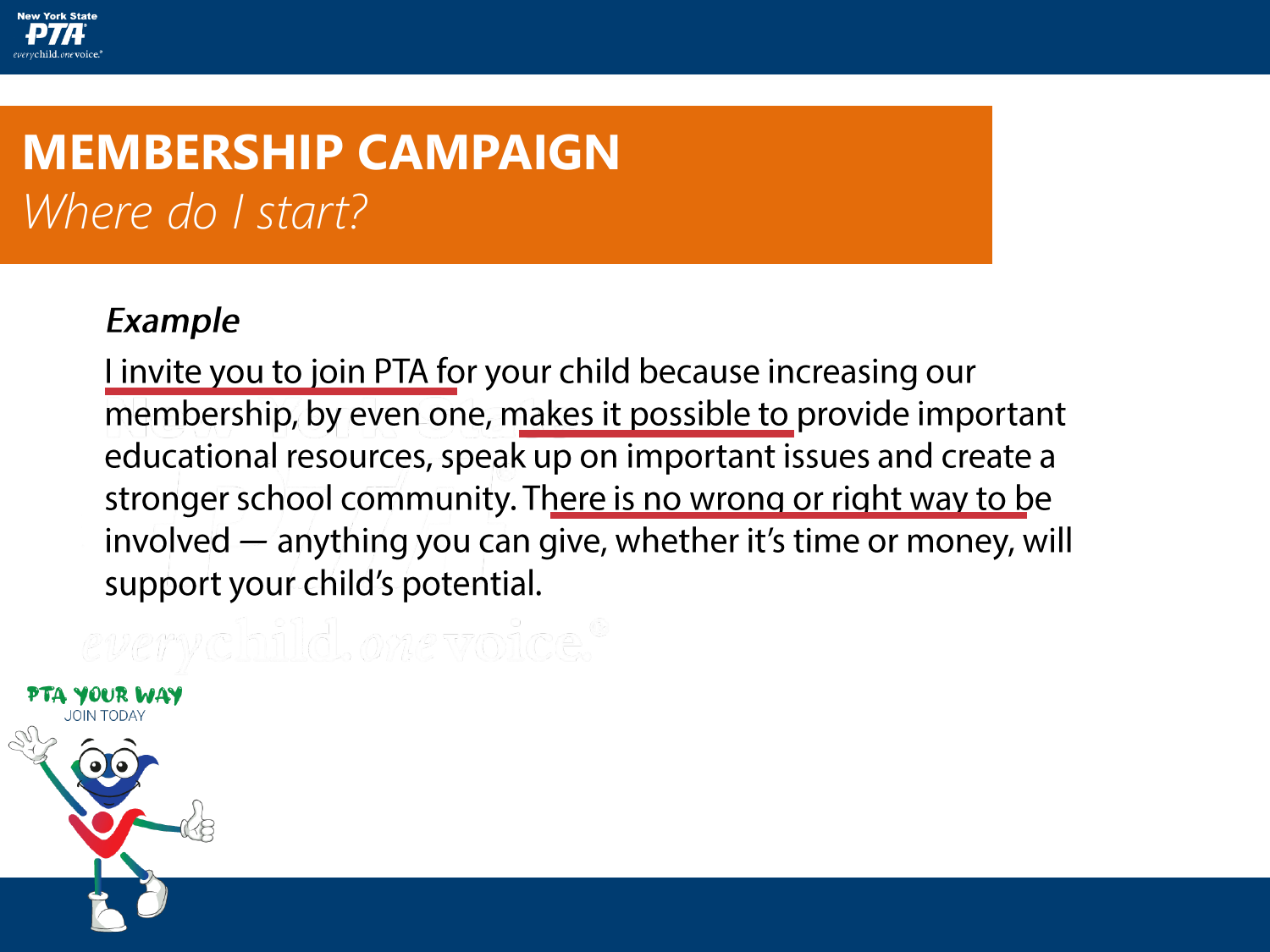# MEMBERSHIP CAMPAIGN

*Where do I start?*

***Example***

I invite you to join PTA for your child because increasing our membership, by even one, makes it possible to provide important educational resources, speak up on important issues and create a stronger school community. There is no wrong or right way to be involved — anything you can give, whether it's time or money, will support your child's potential.

PTA YOUR WAY
JOIN TODAY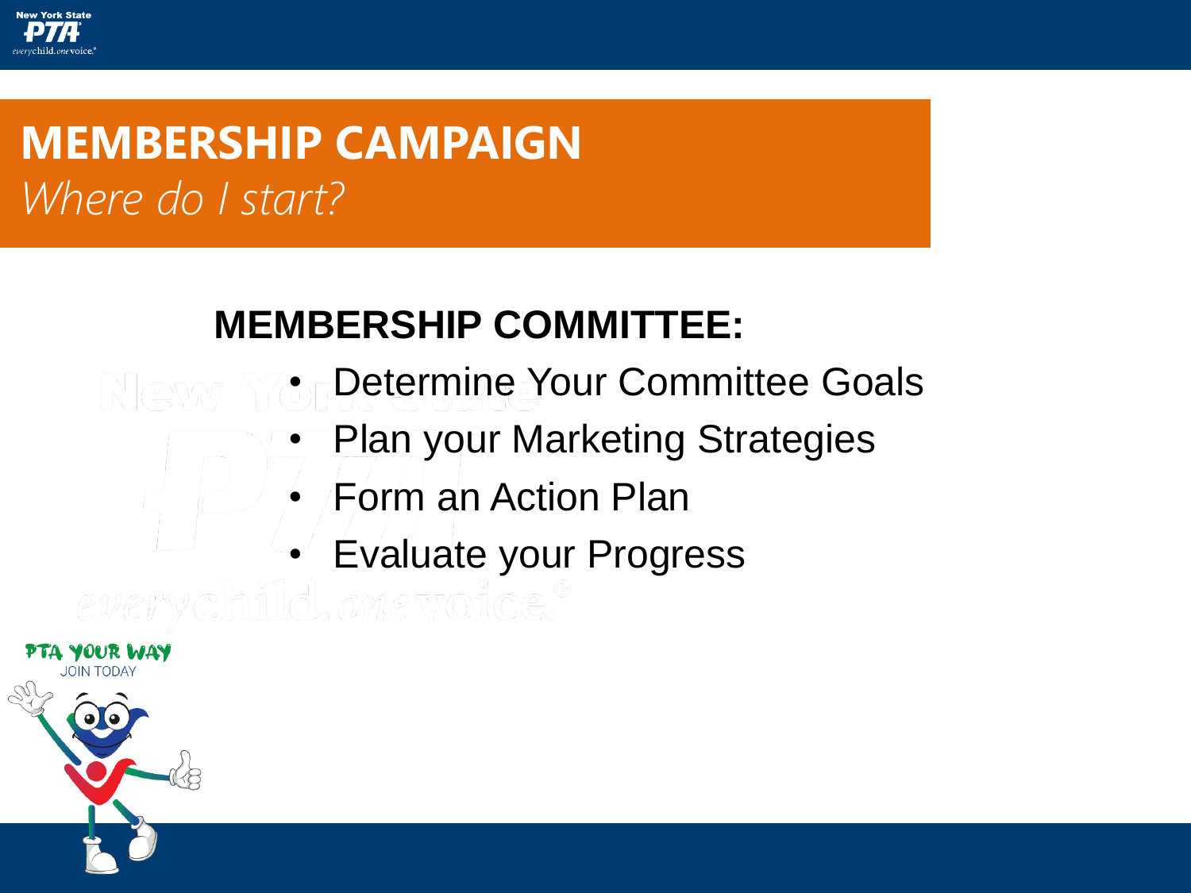# MEMBERSHIP CAMPAIGN

*Where do I start?*

## MEMBERSHIP COMMITTEE:

- Determine Your Committee Goals
- Plan your Marketing Strategies
- Form an Action Plan
- Evaluate your Progress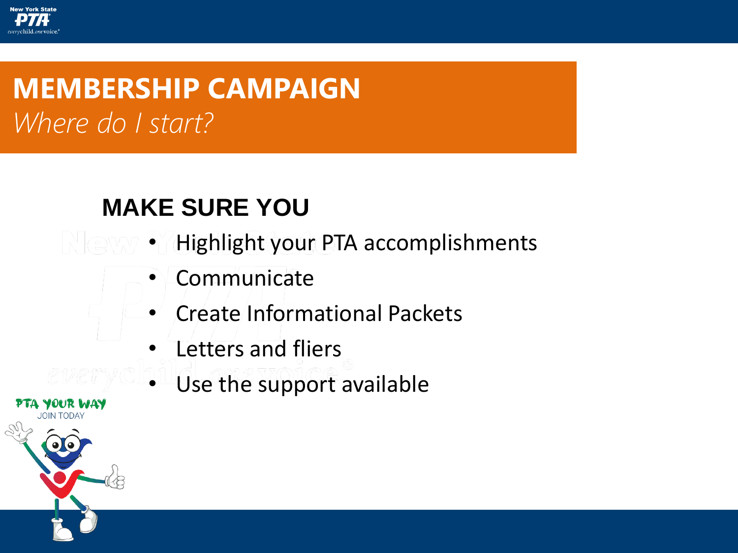# MEMBERSHIP CAMPAIGN

*Where do I start?*

## MAKE SURE YOU

- Highlight your PTA accomplishments
- Communicate
- Create Informational Packets
- Letters and fliers
- Use the support available

PTA YOUR WAY
JOIN TODAY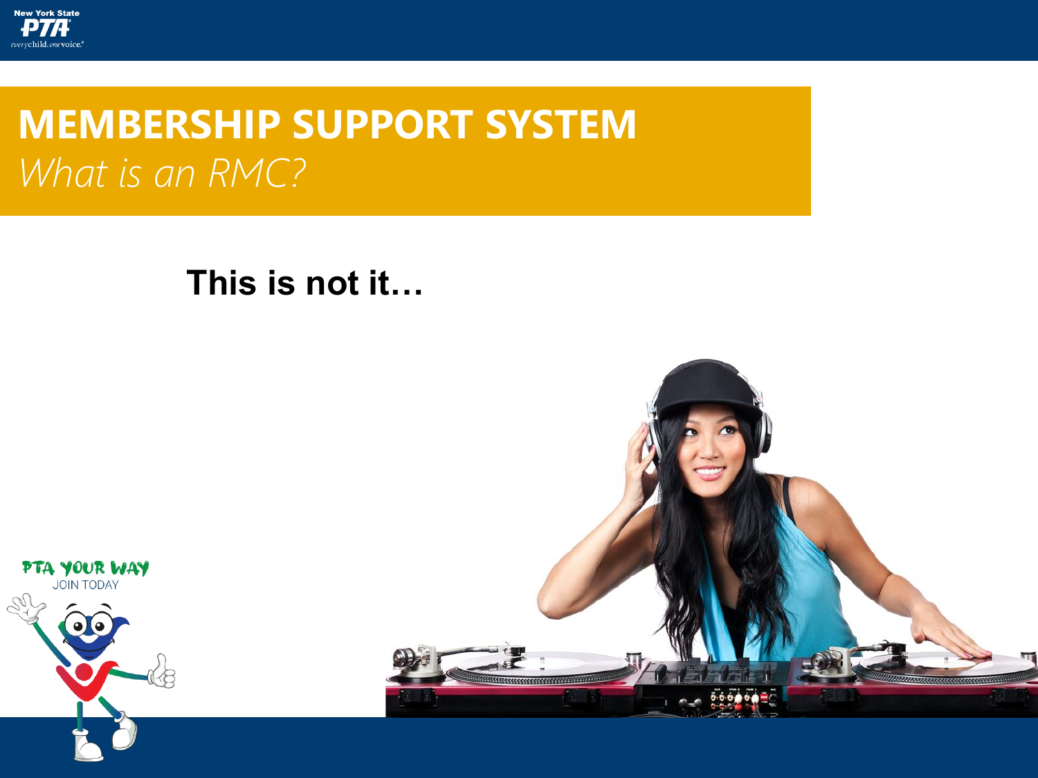# MEMBERSHIP SUPPORT SYSTEM

*What is an RMC?*

**This is not it…**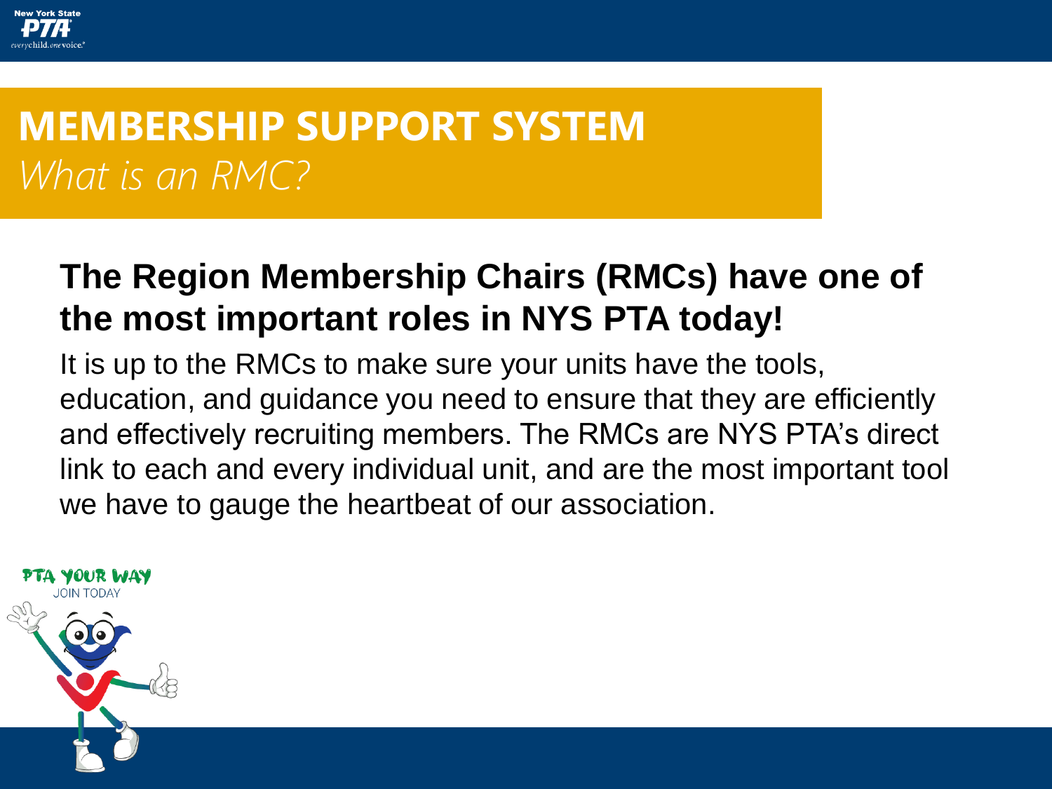# MEMBERSHIP SUPPORT SYSTEM

*What is an RMC?*

**The Region Membership Chairs (RMCs) have one of the most important roles in NYS PTA today!**

It is up to the RMCs to make sure your units have the tools, education, and guidance you need to ensure that they are efficiently and effectively recruiting members. The RMCs are NYS PTA's direct link to each and every individual unit, and are the most important tool we have to gauge the heartbeat of our association.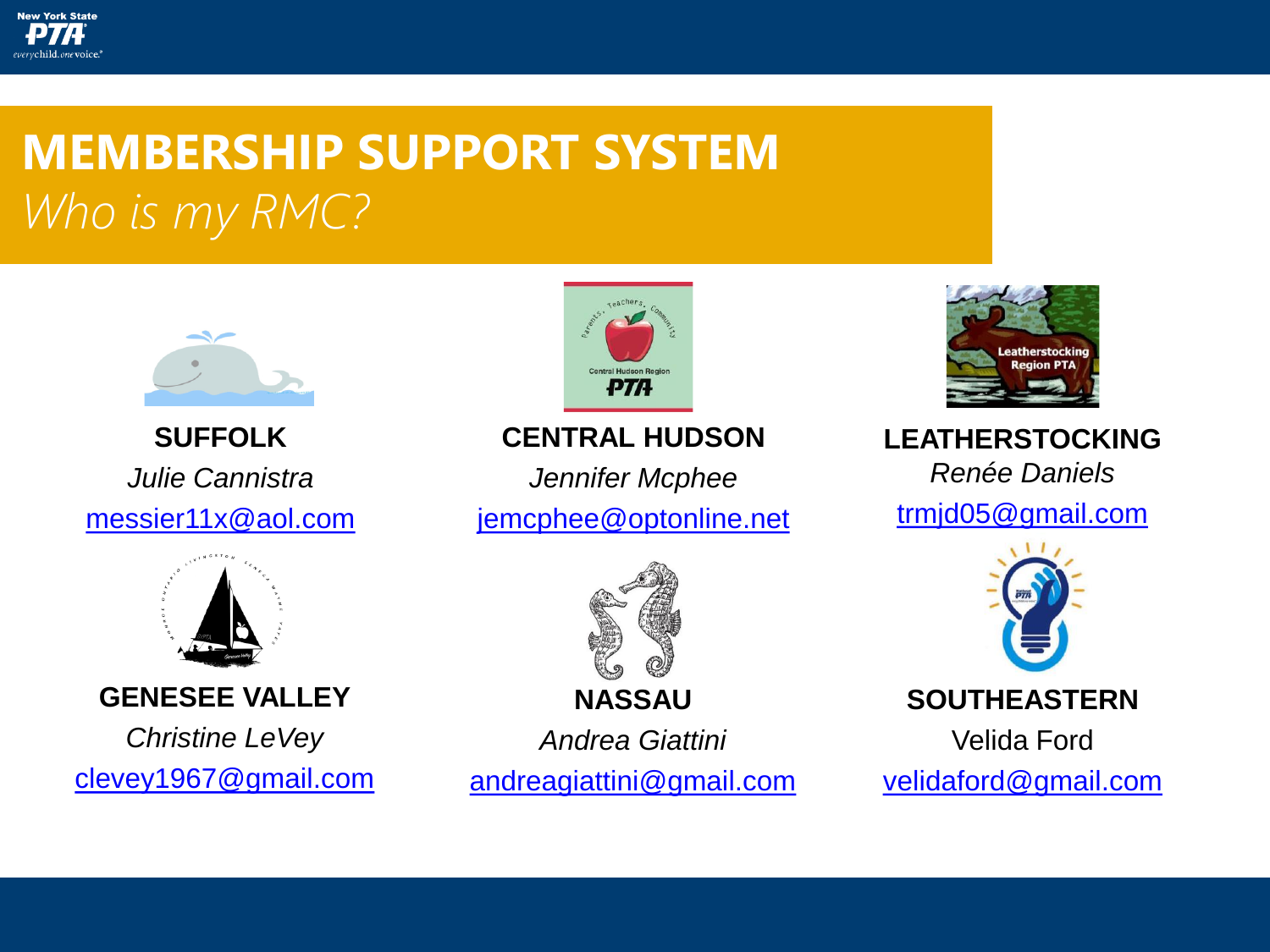# MEMBERSHIP SUPPORT SYSTEM

*Who is my RMC?*

**SUFFOLK**
*Julie Cannistra*
messier11x@aol.com

**CENTRAL HUDSON**
*Jennifer Mcphee*
jemcphee@optonline.net

**LEATHERSTOCKING**
*Renée Daniels*
trmjd05@gmail.com

**GENESEE VALLEY**
*Christine LeVey*
clevey1967@gmail.com

**NASSAU**
*Andrea Giattini*
andreagiattini@gmail.com

**SOUTHEASTERN**
Velida Ford
velidaford@gmail.com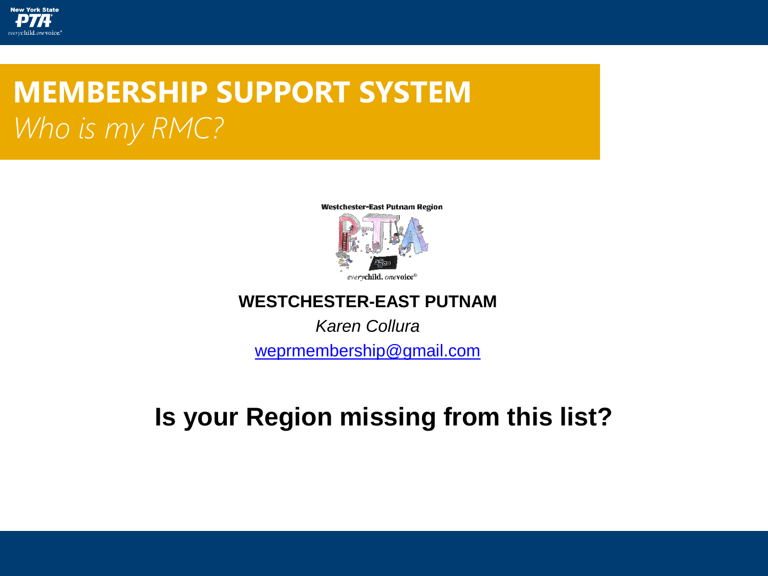# MEMBERSHIP SUPPORT SYSTEM

*Who is my RMC?*

**WESTCHESTER-EAST PUTNAM**

*Karen Collura*

weprmembership@gmail.com

## Is your Region missing from this list?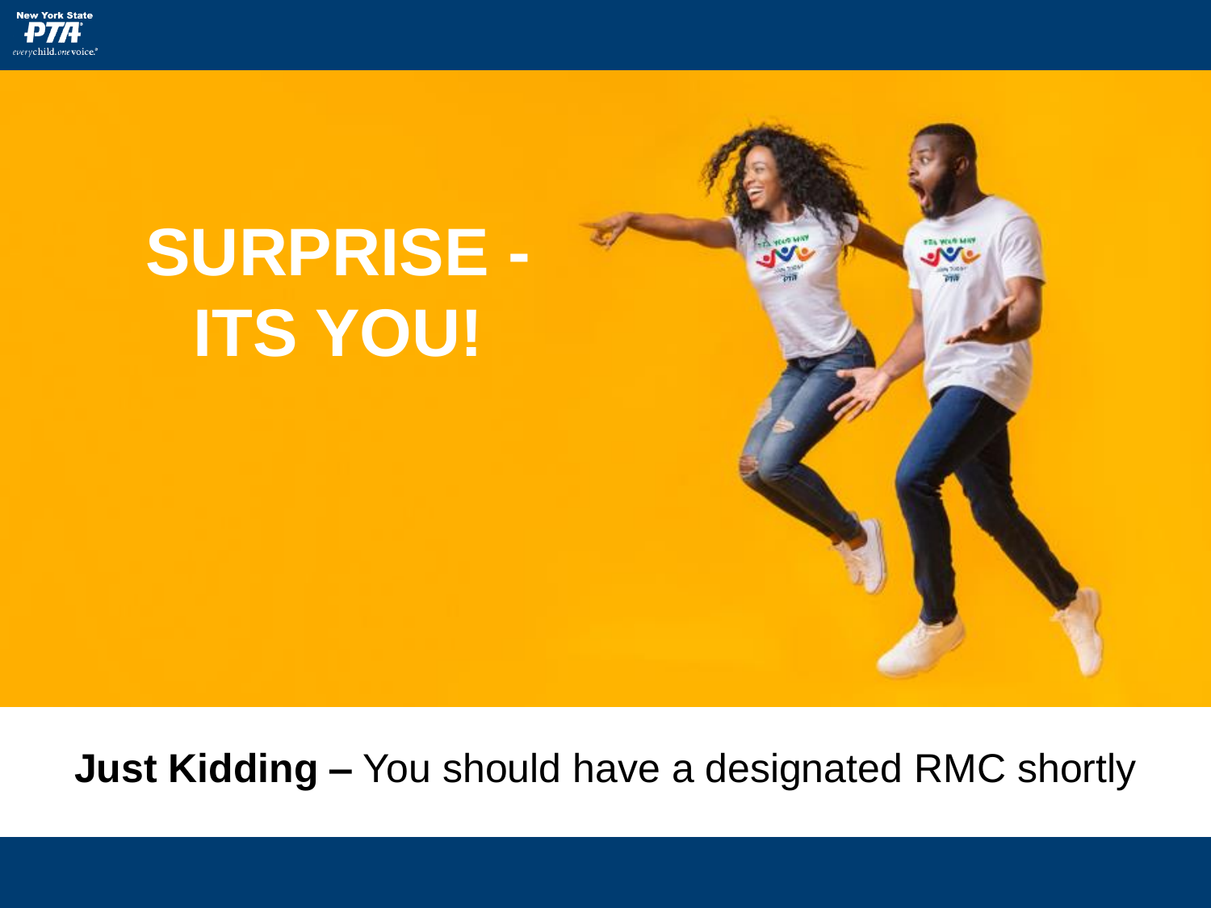# SURPRISE - ITS YOU!

**Just Kidding –** You should have a designated RMC shortly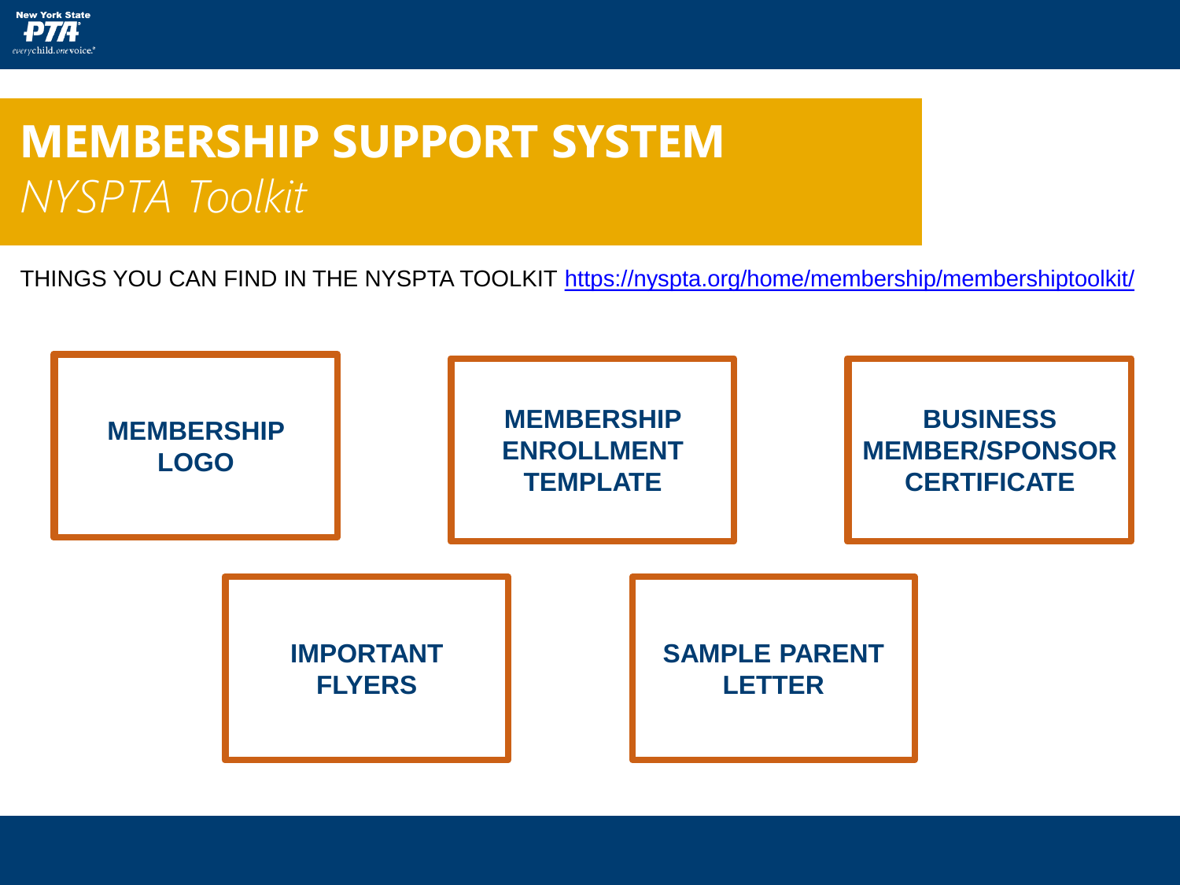# MEMBERSHIP SUPPORT SYSTEM

## *NYSPTA Toolkit*

THINGS YOU CAN FIND IN THE NYSPTA TOOLKIT https://nyspta.org/home/membership/membershiptoolkit/

- **MEMBERSHIP LOGO**
- **MEMBERSHIP ENROLLMENT TEMPLATE**
- **BUSINESS MEMBER/SPONSOR CERTIFICATE**
- **IMPORTANT FLYERS**
- **SAMPLE PARENT LETTER**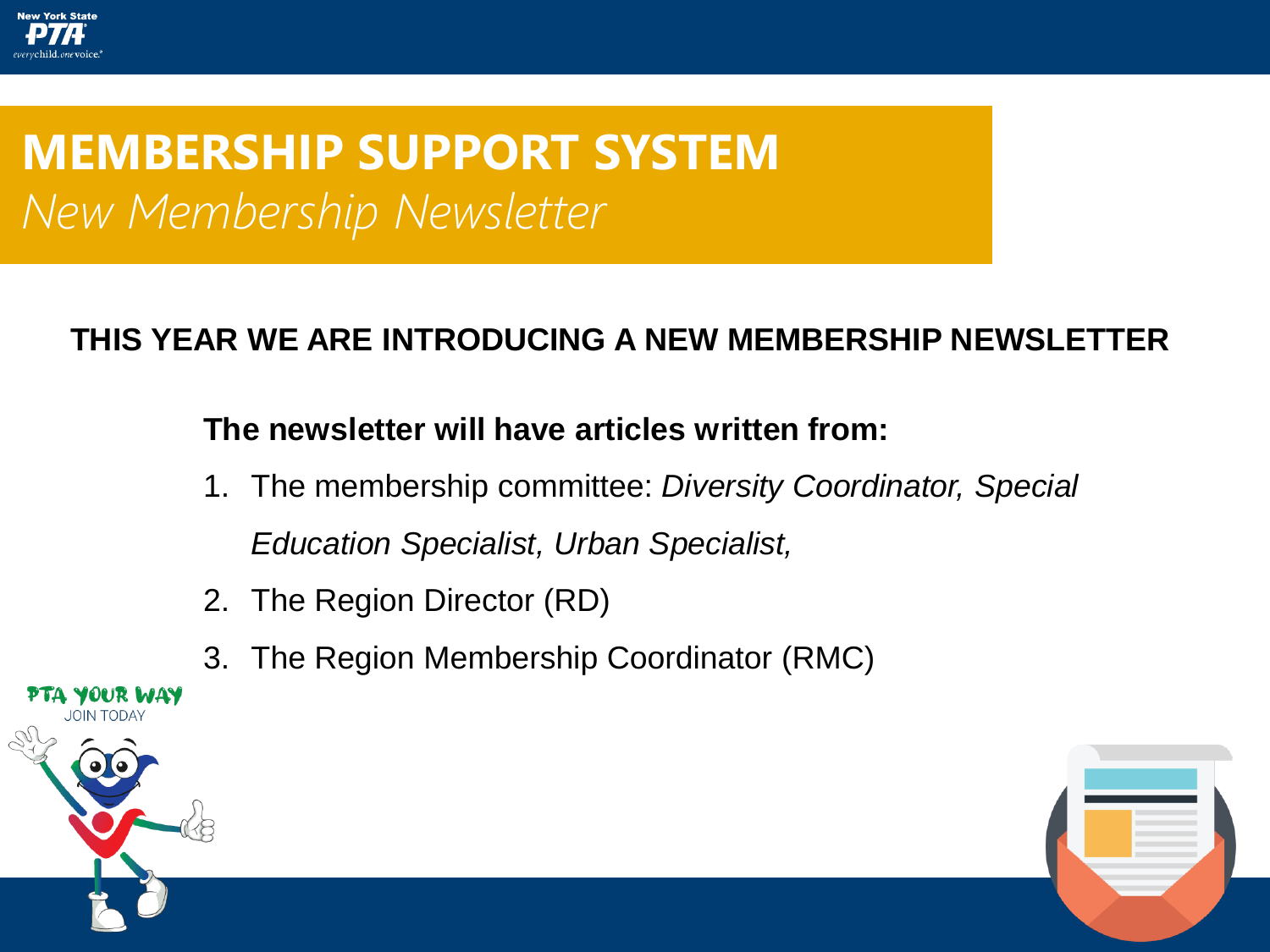# MEMBERSHIP SUPPORT SYSTEM

*New Membership Newsletter*

**THIS YEAR WE ARE INTRODUCING A NEW MEMBERSHIP NEWSLETTER**

**The newsletter will have articles written from:**

1. The membership committee: *Diversity Coordinator, Special Education Specialist, Urban Specialist,*
2. The Region Director (RD)
3. The Region Membership Coordinator (RMC)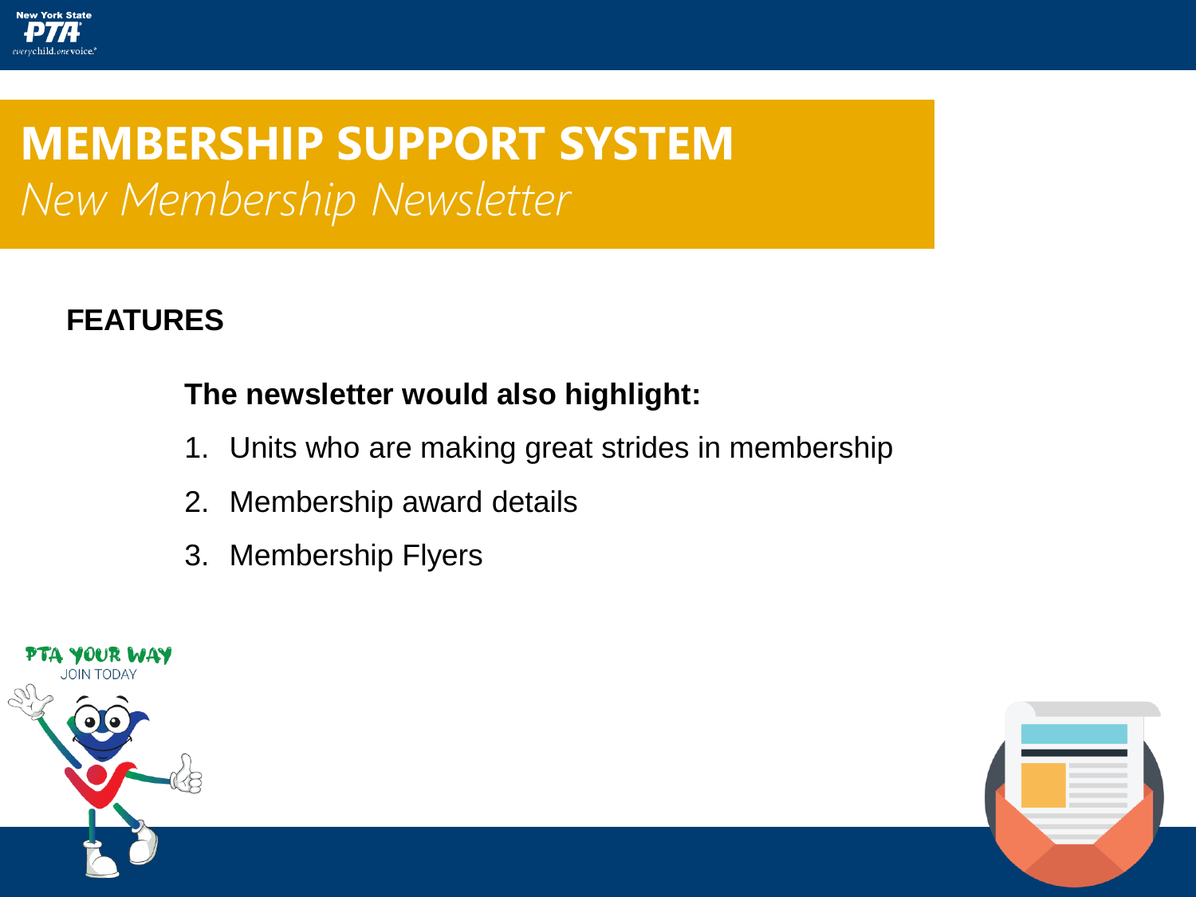# MEMBERSHIP SUPPORT SYSTEM

## *New Membership Newsletter*

### FEATURES

**The newsletter would also highlight:**

1. Units who are making great strides in membership
2. Membership award details
3. Membership Flyers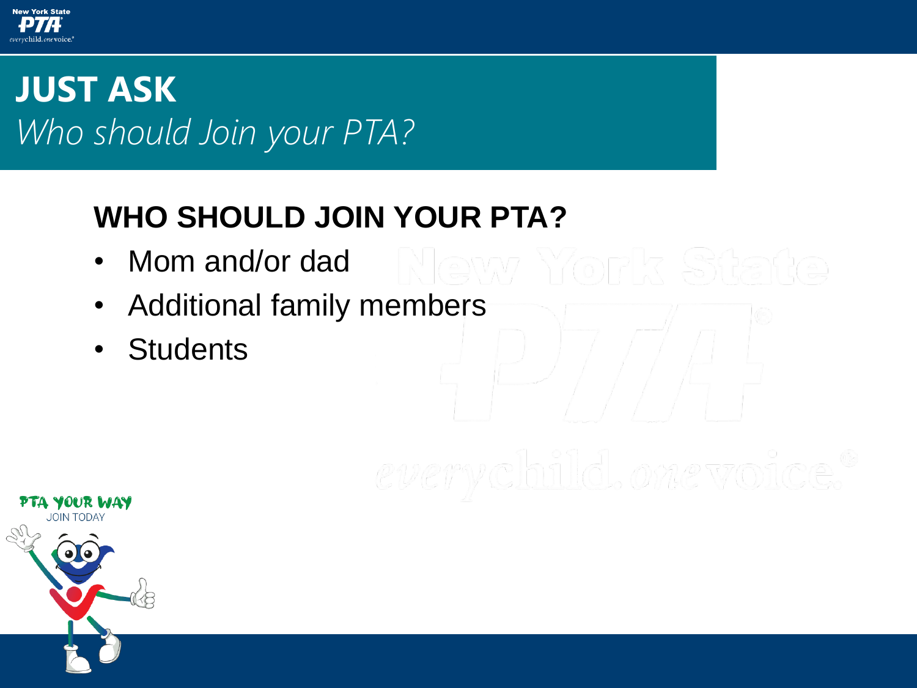# JUST ASK

*Who should Join your PTA?*

## WHO SHOULD JOIN YOUR PTA?

- Mom and/or dad
- Additional family members
- Students

PTA YOUR WAY

JOIN TODAY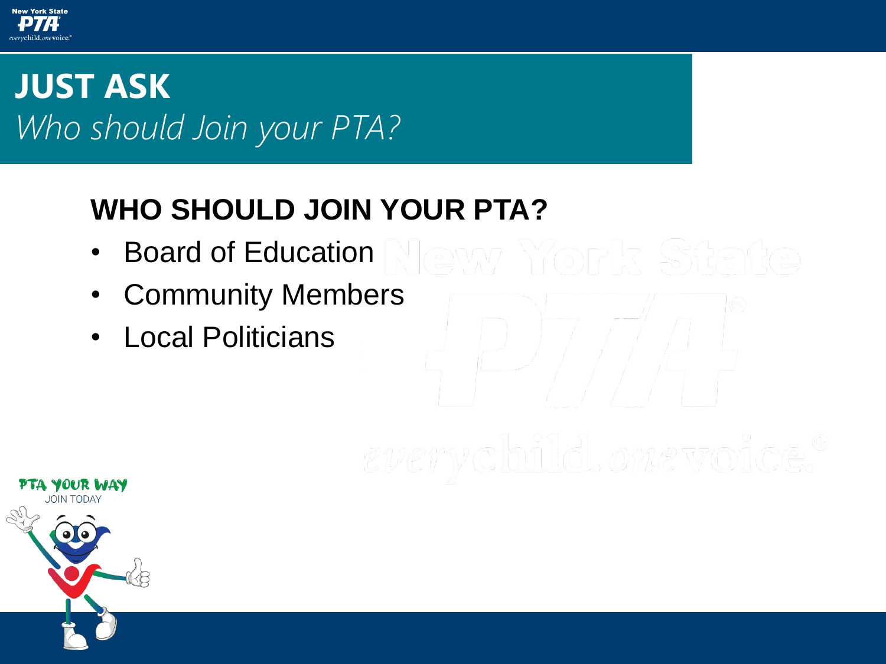# JUST ASK

*Who should Join your PTA?*

## WHO SHOULD JOIN YOUR PTA?

- Board of Education
- Community Members
- Local Politicians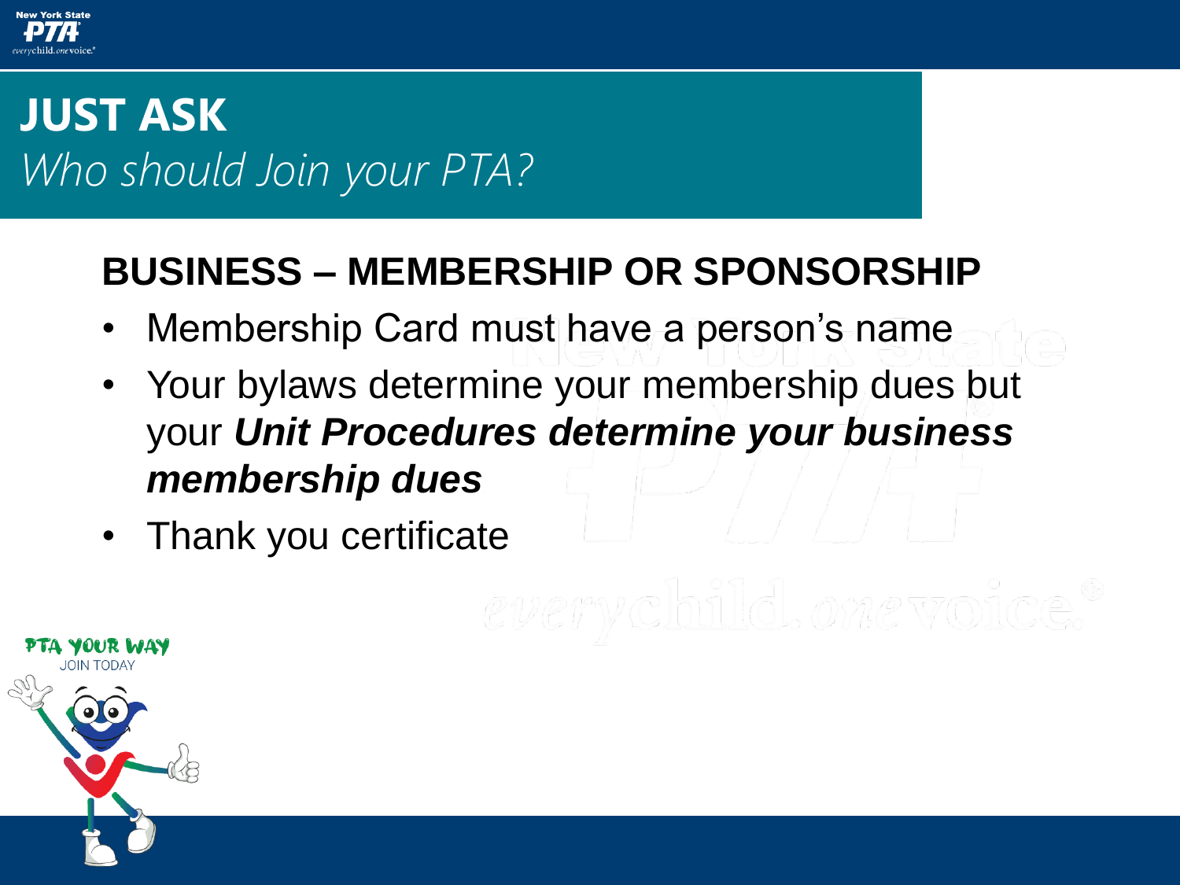# JUST ASK

*Who should Join your PTA?*

## BUSINESS – MEMBERSHIP OR SPONSORSHIP

- Membership Card must have a person's name
- Your bylaws determine your membership dues but your ***Unit Procedures determine your business membership dues***
- Thank you certificate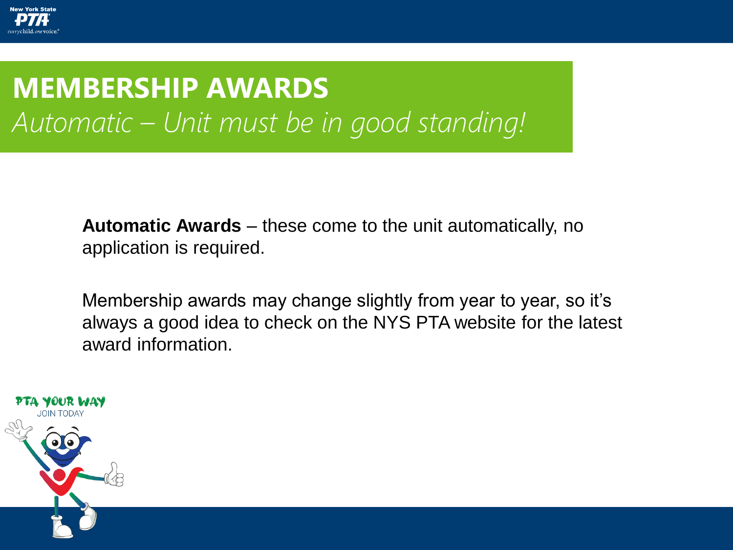# MEMBERSHIP AWARDS

*Automatic – Unit must be in good standing!*

**Automatic Awards** – these come to the unit automatically, no application is required.

Membership awards may change slightly from year to year, so it's always a good idea to check on the NYS PTA website for the latest award information.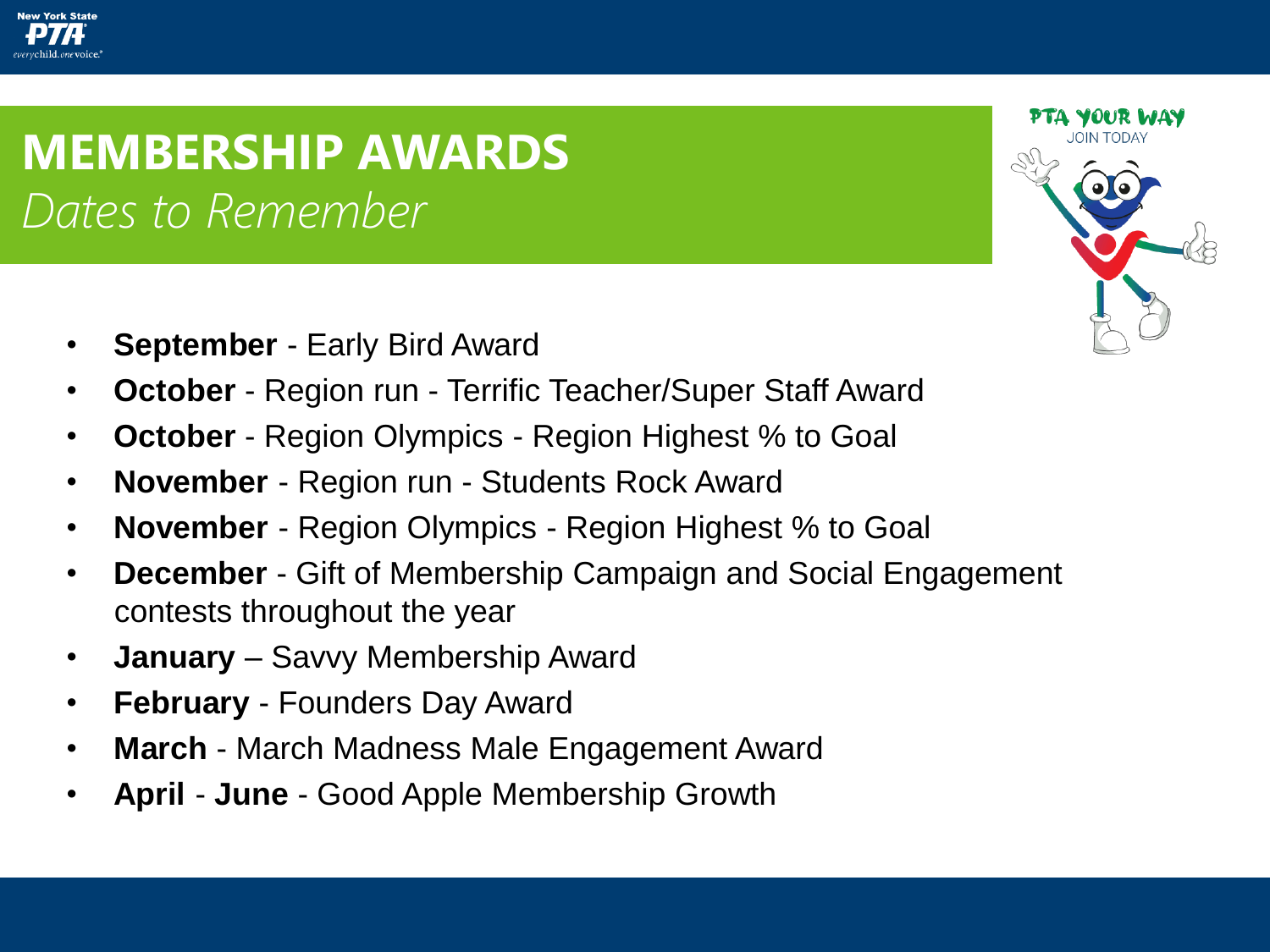# MEMBERSHIP AWARDS

*Dates to Remember*

PTA YOUR WAY
JOIN TODAY

- **September** - Early Bird Award
- **October** - Region run - Terrific Teacher/Super Staff Award
- **October** - Region Olympics - Region Highest % to Goal
- **November** - Region run - Students Rock Award
- **November** - Region Olympics - Region Highest % to Goal
- **December** - Gift of Membership Campaign and Social Engagement contests throughout the year
- **January** – Savvy Membership Award
- **February** - Founders Day Award
- **March** - March Madness Male Engagement Award
- **April** - **June** - Good Apple Membership Growth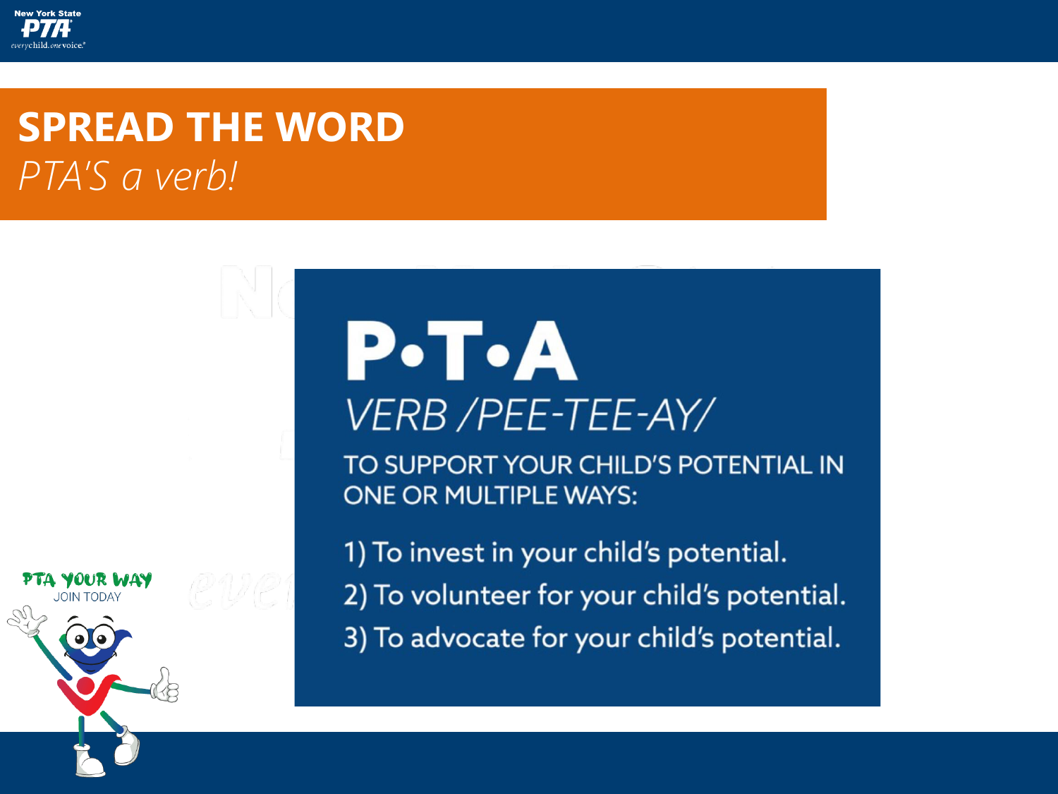# SPREAD THE WORD

*PTA'S a verb!*

## P•T•A

*VERB /PEE-TEE-AY/*

TO SUPPORT YOUR CHILD'S POTENTIAL IN ONE OR MULTIPLE WAYS:

1) To invest in your child's potential.
2) To volunteer for your child's potential.
3) To advocate for your child's potential.

PTA YOUR WAY
JOIN TODAY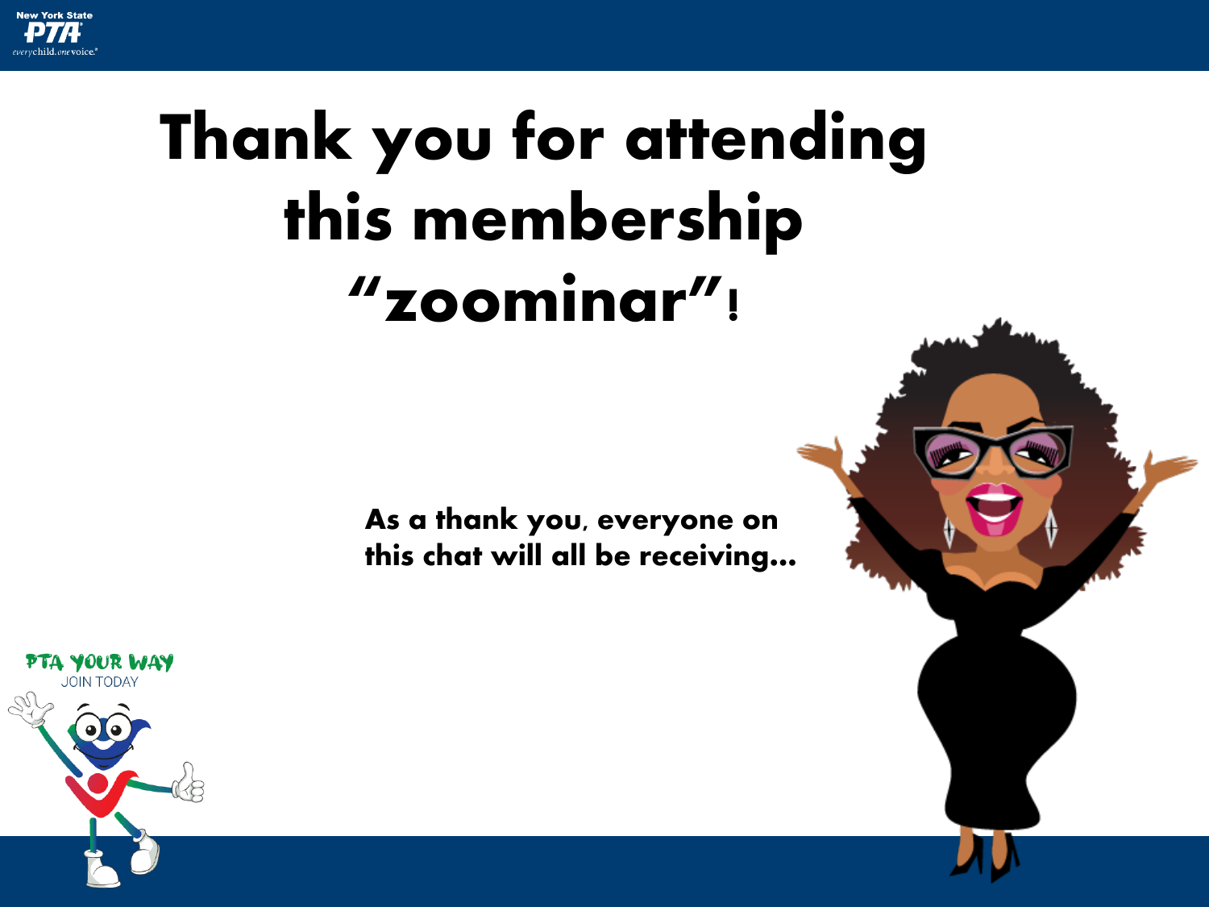# Thank you for attending this membership "zoominar"!

**As a thank you, everyone on this chat will all be receiving…**

PTA YOUR WAY
JOIN TODAY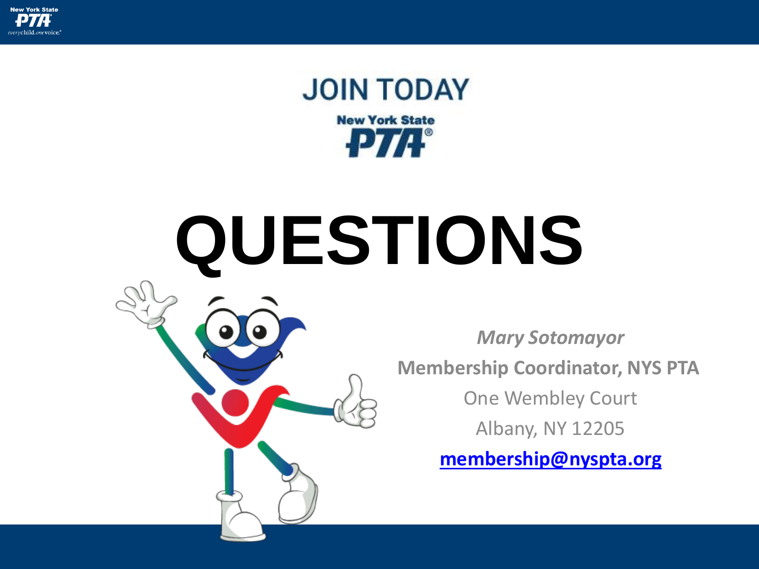JOIN TODAY

New York State PTA

# QUESTIONS

*Mary Sotomayor*

**Membership Coordinator, NYS PTA**

One Wembley Court

Albany, NY 12205

**membership@nyspta.org**